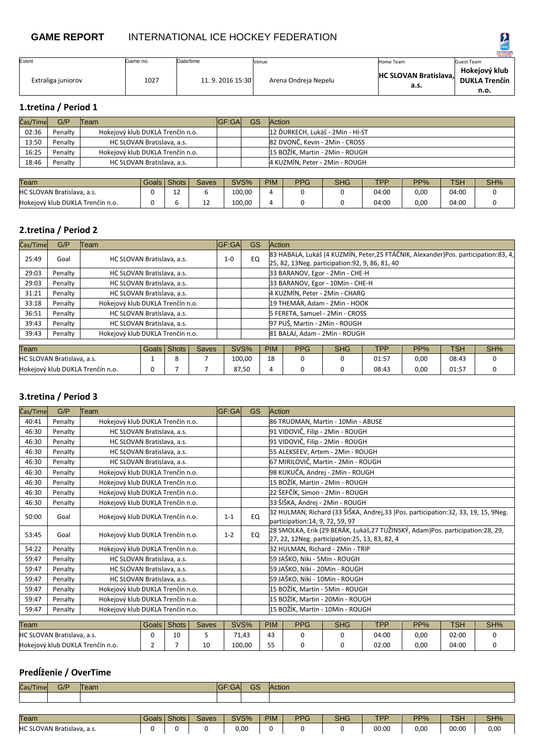## GAME REPORT INTERNATIONAL ICE HOCKEY FEDERATION

| Event | Game no. | Date/time | Venue | Home Team | Guest Team |
|---|---|---|---|---|---|
| Extraliga juniorov | 1027 | 11. 9. 2016 15:30 | Arena Ondreja Nepelu | HC SLOVAN Bratislava, a.s. | Hokejový klub DUKLA Trenčín n.o. |

### 1.tretina / Period 1

| Čas/Time | G/P | Team | GF:GA | GS | Action |
|---|---|---|---|---|---|
| 02:36 | Penalty | Hokejový klub DUKLA Trenčín n.o. | | | 12 ĎURKECH, Lukáš - 2Min - HI-ST |
| 13:50 | Penalty | HC SLOVAN Bratislava, a.s. | | | 82 DVONČ, Kevin - 2Min - CROSS |
| 16:25 | Penalty | Hokejový klub DUKLA Trenčín n.o. | | | 15 BOŽÍK, Martin - 2Min - ROUGH |
| 18:46 | Penalty | HC SLOVAN Bratislava, a.s. | | | 4 KUZMÍN, Peter - 2Min - ROUGH |

| Team | Goals | Shots | Saves | SVS% | PIM | PPG | SHG | TPP | PP% | TSH | SH% |
|---|---|---|---|---|---|---|---|---|---|---|---|
| HC SLOVAN Bratislava, a.s. | 0 | 12 | 6 | 100,00 | 4 | 0 | 0 | 04:00 | 0,00 | 04:00 | 0 |
| Hokejový klub DUKLA Trenčín n.o. | 0 | 6 | 12 | 100,00 | 4 | 0 | 0 | 04:00 | 0,00 | 04:00 | 0 |

### 2.tretina / Period 2

| Čas/Time | G/P | Team | GF:GA | GS | Action |
|---|---|---|---|---|---|
| 25:49 | Goal | HC SLOVAN Bratislava, a.s. | 1-0 | EQ | 83 HABALA, Lukáš (4 KUZMÍN, Peter,25 FTÁČNIK, Alexander)Pos. participation:83, 4, 25, 82, 13Neg. participation:92, 9, 86, 81, 40 |
| 29:03 | Penalty | HC SLOVAN Bratislava, a.s. | | | 33 BARANOV, Egor - 2Min - CHE-H |
| 29:03 | Penalty | HC SLOVAN Bratislava, a.s. | | | 33 BARANOV, Egor - 10Min - CHE-H |
| 31:21 | Penalty | HC SLOVAN Bratislava, a.s. | | | 4 KUZMÍN, Peter - 2Min - CHARG |
| 33:18 | Penalty | Hokejový klub DUKLA Trenčín n.o. | | | 19 THEMÁR, Adam - 2Min - HOOK |
| 36:51 | Penalty | HC SLOVAN Bratislava, a.s. | | | 5 FERETA, Samuel - 2Min - CROSS |
| 39:43 | Penalty | HC SLOVAN Bratislava, a.s. | | | 97 PUŠ, Martin - 2Min - ROUGH |
| 39:43 | Penalty | Hokejový klub DUKLA Trenčín n.o. | | | 81 BALAJ, Adam - 2Min - ROUGH |

| Team | Goals | Shots | Saves | SVS% | PIM | PPG | SHG | TPP | PP% | TSH | SH% |
|---|---|---|---|---|---|---|---|---|---|---|---|
| HC SLOVAN Bratislava, a.s. | 1 | 8 | 7 | 100,00 | 18 | 0 | 0 | 01:57 | 0,00 | 08:43 | 0 |
| Hokejový klub DUKLA Trenčín n.o. | 0 | 7 | 7 | 87,50 | 4 | 0 | 0 | 08:43 | 0,00 | 01:57 | 0 |

### 3.tretina / Period 3

| Čas/Time | G/P | Team | GF:GA | GS | Action |
|---|---|---|---|---|---|
| 40:41 | Penalty | Hokejový klub DUKLA Trenčín n.o. | | | 86 TRUDMAN, Martin - 10Min - ABUSE |
| 46:30 | Penalty | HC SLOVAN Bratislava, a.s. | | | 91 VIDOVIČ, Filip - 2Min - ROUGH |
| 46:30 | Penalty | HC SLOVAN Bratislava, a.s. | | | 91 VIDOVIČ, Filip - 2Min - ROUGH |
| 46:30 | Penalty | HC SLOVAN Bratislava, a.s. | | | 55 ALEKSEEV, Artem - 2Min - ROUGH |
| 46:30 | Penalty | HC SLOVAN Bratislava, a.s. | | | 67 MIRILOVIČ, Martin - 2Min - ROUGH |
| 46:30 | Penalty | Hokejový klub DUKLA Trenčín n.o. | | | 98 KUKUČA, Andrej - 2Min - ROUGH |
| 46:30 | Penalty | Hokejový klub DUKLA Trenčín n.o. | | | 15 BOŽÍK, Martin - 2Min - ROUGH |
| 46:30 | Penalty | Hokejový klub DUKLA Trenčín n.o. | | | 22 ŠEFČÍK, Simon - 2Min - ROUGH |
| 46:30 | Penalty | Hokejový klub DUKLA Trenčín n.o. | | | 33 ŠIŠKA, Andrej - 2Min - ROUGH |
| 50:00 | Goal | Hokejový klub DUKLA Trenčín n.o. | 1-1 | EQ | 32 HULMAN, Richard (33 ŠIŠKA, Andrej,33 )Pos. participation:32, 33, 19, 15, 9Neg. participation:14, 9, 72, 59, 97 |
| 53:45 | Goal | Hokejový klub DUKLA Trenčín n.o. | 1-2 | EQ | 28 SMOLKA, Erik (29 BERÁK, Lukáš,27 TUŽINSKÝ, Adam)Pos. participation:28, 29, 27, 22, 12Neg. participation:25, 13, 83, 82, 4 |
| 54:22 | Penalty | Hokejový klub DUKLA Trenčín n.o. | | | 32 HULMAN, Richard - 2Min - TRIP |
| 59:47 | Penalty | HC SLOVAN Bratislava, a.s. | | | 59 JAŠKO, Niki - 5Min - ROUGH |
| 59:47 | Penalty | HC SLOVAN Bratislava, a.s. | | | 59 JAŠKO, Niki - 20Min - ROUGH |
| 59:47 | Penalty | HC SLOVAN Bratislava, a.s. | | | 59 JAŠKO, Niki - 10Min - ROUGH |
| 59:47 | Penalty | Hokejový klub DUKLA Trenčín n.o. | | | 15 BOŽÍK, Martin - 5Min - ROUGH |
| 59:47 | Penalty | Hokejový klub DUKLA Trenčín n.o. | | | 15 BOŽÍK, Martin - 20Min - ROUGH |
| 59:47 | Penalty | Hokejový klub DUKLA Trenčín n.o. | | | 15 BOŽÍK, Martin - 10Min - ROUGH |

| Team | Goals | Shots | Saves | SVS% | PIM | PPG | SHG | TPP | PP% | TSH | SH% |
|---|---|---|---|---|---|---|---|---|---|---|---|
| HC SLOVAN Bratislava, a.s. | 0 | 10 | 5 | 71,43 | 43 | 0 | 0 | 04:00 | 0,00 | 02:00 | 0 |
| Hokejový klub DUKLA Trenčín n.o. | 2 | 7 | 10 | 100,00 | 55 | 0 | 0 | 02:00 | 0,00 | 04:00 | 0 |

### Predĺženie / OverTime

| Čas/Time | G/P | Team | GF:GA | GS | Action |
|---|---|---|---|---|---|
| | | | | | |

| Team | Goals | Shots | Saves | SVS% | PIM | PPG | SHG | TPP | PP% | TSH | SH% |
|---|---|---|---|---|---|---|---|---|---|---|---|
| HC SLOVAN Bratislava, a.s. | 0 | 0 | 0 | 0,00 | 0 | 0 | 0 | 00:00 | 0,00 | 00:00 | 0,00 |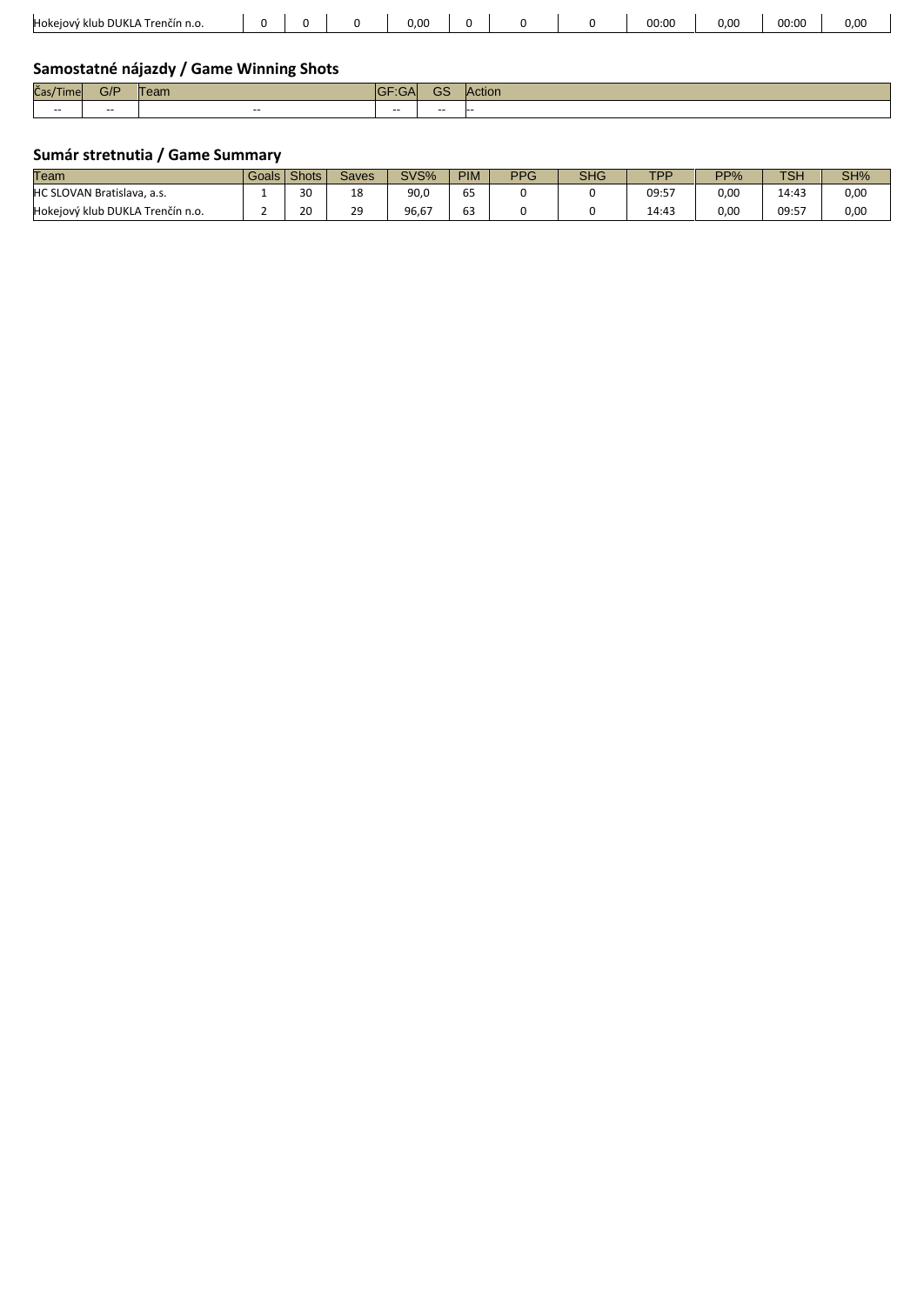| | | | | | | | | | | | |
|---|---|---|---|---|---|---|---|---|---|---|---|
| Hokejový klub DUKLA Trenčín n.o. | 0 | 0 | 0 | 0,00 | 0 | 0 | 0 | 00:00 | 0,00 | 00:00 | 0,00 |

## Samostatné nájazdy / Game Winning Shots

| Čas/Time | G/P | Team | GF:GA | GS | Action |
|---|---|---|---|---|---|
| -- | -- | -- | -- | -- | -- |

## Sumár stretnutia / Game Summary

| Team | Goals | Shots | Saves | SVS% | PIM | PPG | SHG | TPP | PP% | TSH | SH% |
|---|---|---|---|---|---|---|---|---|---|---|---|
| HC SLOVAN Bratislava, a.s. | 1 | 30 | 18 | 90,0 | 65 | 0 | 0 | 09:57 | 0,00 | 14:43 | 0,00 |
| Hokejový klub DUKLA Trenčín n.o. | 2 | 20 | 29 | 96,67 | 63 | 0 | 0 | 14:43 | 0,00 | 09:57 | 0,00 |